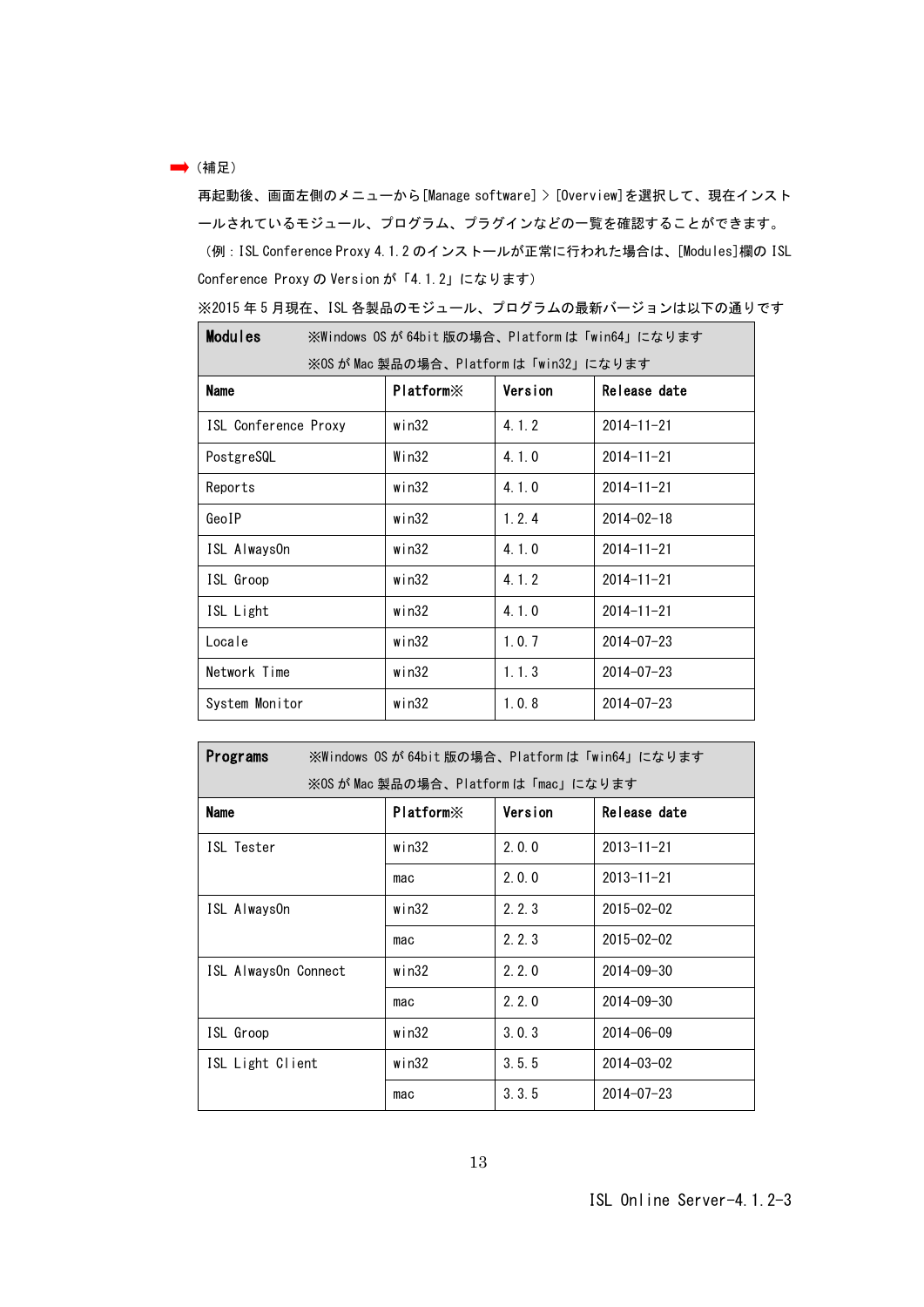➡（補足）

再起動後、画面左側のメニューから[Manage software] > [Overview]を選択して、現在インストールされているモジュール、プログラム、プラグインなどの一覧を確認することができます。

（例：ISL Conference Proxy 4.1.2 のインストールが正常に行われた場合は、[Modules]欄の ISL Conference Proxy の Version が「4.1.2」になります）

※2015 年 5 月現在、ISL 各製品のモジュール、プログラムの最新バージョンは以下の通りです

| **Modules** ※Windows OS が 64bit 版の場合、Platform は「win64」になります ※OS が Mac 製品の場合、Platform は「win32」になります | | | |
|---|---|---|---|
| **Name** | **Platform※** | **Version** | **Release date** |
| ISL Conference Proxy | win32 | 4.1.2 | 2014-11-21 |
| PostgreSQL | Win32 | 4.1.0 | 2014-11-21 |
| Reports | win32 | 4.1.0 | 2014-11-21 |
| GeoIP | win32 | 1.2.4 | 2014-02-18 |
| ISL AlwaysOn | win32 | 4.1.0 | 2014-11-21 |
| ISL Groop | win32 | 4.1.2 | 2014-11-21 |
| ISL Light | win32 | 4.1.0 | 2014-11-21 |
| Locale | win32 | 1.0.7 | 2014-07-23 |
| Network Time | win32 | 1.1.3 | 2014-07-23 |
| System Monitor | win32 | 1.0.8 | 2014-07-23 |

| **Programs** ※Windows OS が 64bit 版の場合、Platform は「win64」になります ※OS が Mac 製品の場合、Platform は「mac」になります | | | |
|---|---|---|---|
| **Name** | **Platform※** | **Version** | **Release date** |
| ISL Tester | win32 | 2.0.0 | 2013-11-21 |
| | mac | 2.0.0 | 2013-11-21 |
| ISL AlwaysOn | win32 | 2.2.3 | 2015-02-02 |
| | mac | 2.2.3 | 2015-02-02 |
| ISL AlwaysOn Connect | win32 | 2.2.0 | 2014-09-30 |
| | mac | 2.2.0 | 2014-09-30 |
| ISL Groop | win32 | 3.0.3 | 2014-06-09 |
| ISL Light Client | win32 | 3.5.5 | 2014-03-02 |
| | mac | 3.3.5 | 2014-07-23 |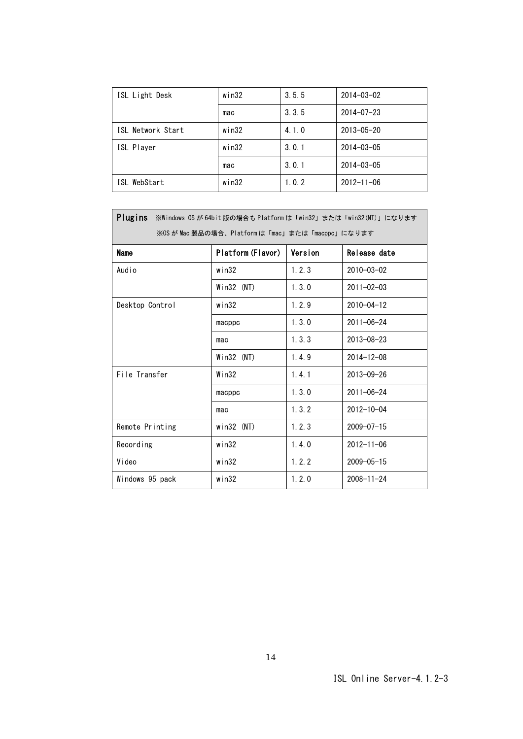| | | | |
|---|---|---|---|
| ISL Light Desk | win32 | 3.5.5 | 2014-03-02 |
| | mac | 3.3.5 | 2014-07-23 |
| ISL Network Start | win32 | 4.1.0 | 2013-05-20 |
| ISL Player | win32 | 3.0.1 | 2014-03-05 |
| | mac | 3.0.1 | 2014-03-05 |
| ISL WebStart | win32 | 1.0.2 | 2012-11-06 |

**Plugins** ※Windows OS が 64bit 版の場合も Platform は「win32」または「win32(NT)」になります
※OS が Mac 製品の場合、Platform は「mac」または「macppc」になります

| Name | Platform(Flavor) | Version | Release date |
|---|---|---|---|
| Audio | win32 | 1.2.3 | 2010-03-02 |
| | Win32 (NT) | 1.3.0 | 2011-02-03 |
| Desktop Control | win32 | 1.2.9 | 2010-04-12 |
| | macppc | 1.3.0 | 2011-06-24 |
| | mac | 1.3.3 | 2013-08-23 |
| | Win32 (NT) | 1.4.9 | 2014-12-08 |
| File Transfer | Win32 | 1.4.1 | 2013-09-26 |
| | macppc | 1.3.0 | 2011-06-24 |
| | mac | 1.3.2 | 2012-10-04 |
| Remote Printing | win32 (NT) | 1.2.3 | 2009-07-15 |
| Recording | win32 | 1.4.0 | 2012-11-06 |
| Video | win32 | 1.2.2 | 2009-05-15 |
| Windows 95 pack | win32 | 1.2.0 | 2008-11-24 |